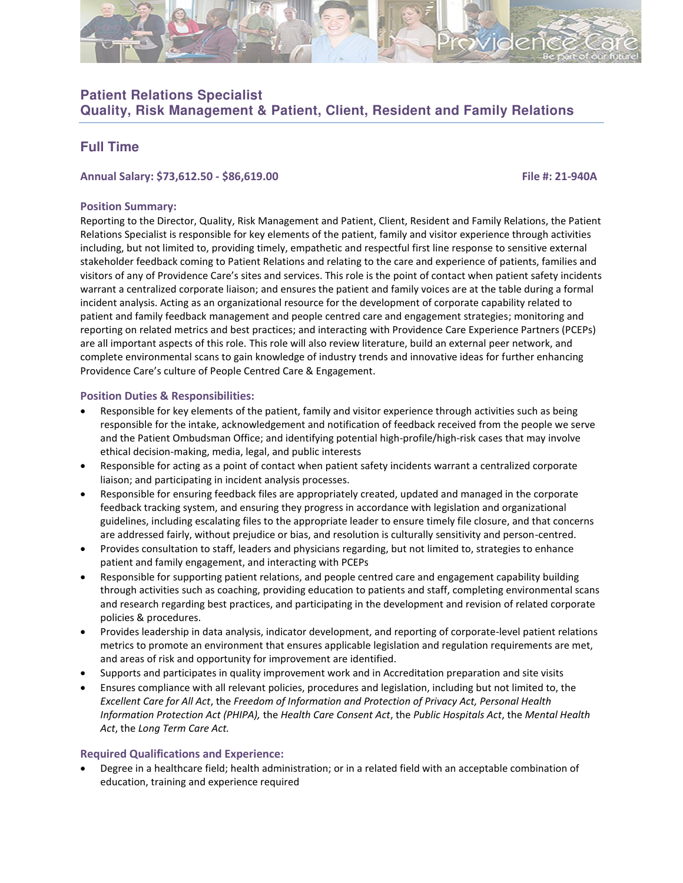## Patient Relations Specialist
## Quality, Risk Management & Patient, Client, Resident and Family Relations

## Full Time

**Annual Salary: $73,612.50 - $86,619.00** **File #: 21-940A**

### Position Summary:

Reporting to the Director, Quality, Risk Management and Patient, Client, Resident and Family Relations, the Patient Relations Specialist is responsible for key elements of the patient, family and visitor experience through activities including, but not limited to, providing timely, empathetic and respectful first line response to sensitive external stakeholder feedback coming to Patient Relations and relating to the care and experience of patients, families and visitors of any of Providence Care's sites and services. This role is the point of contact when patient safety incidents warrant a centralized corporate liaison; and ensures the patient and family voices are at the table during a formal incident analysis. Acting as an organizational resource for the development of corporate capability related to patient and family feedback management and people centred care and engagement strategies; monitoring and reporting on related metrics and best practices; and interacting with Providence Care Experience Partners (PCEPs) are all important aspects of this role. This role will also review literature, build an external peer network, and complete environmental scans to gain knowledge of industry trends and innovative ideas for further enhancing Providence Care's culture of People Centred Care & Engagement.

### Position Duties & Responsibilities:

- Responsible for key elements of the patient, family and visitor experience through activities such as being responsible for the intake, acknowledgement and notification of feedback received from the people we serve and the Patient Ombudsman Office; and identifying potential high-profile/high-risk cases that may involve ethical decision-making, media, legal, and public interests
- Responsible for acting as a point of contact when patient safety incidents warrant a centralized corporate liaison; and participating in incident analysis processes.
- Responsible for ensuring feedback files are appropriately created, updated and managed in the corporate feedback tracking system, and ensuring they progress in accordance with legislation and organizational guidelines, including escalating files to the appropriate leader to ensure timely file closure, and that concerns are addressed fairly, without prejudice or bias, and resolution is culturally sensitivity and person-centred.
- Provides consultation to staff, leaders and physicians regarding, but not limited to, strategies to enhance patient and family engagement, and interacting with PCEPs
- Responsible for supporting patient relations, and people centred care and engagement capability building through activities such as coaching, providing education to patients and staff, completing environmental scans and research regarding best practices, and participating in the development and revision of related corporate policies & procedures.
- Provides leadership in data analysis, indicator development, and reporting of corporate-level patient relations metrics to promote an environment that ensures applicable legislation and regulation requirements are met, and areas of risk and opportunity for improvement are identified.
- Supports and participates in quality improvement work and in Accreditation preparation and site visits
- Ensures compliance with all relevant policies, procedures and legislation, including but not limited to, the *Excellent Care for All Act*, the *Freedom of Information and Protection of Privacy Act, Personal Health Information Protection Act (PHIPA),* the *Health Care Consent Act*, the *Public Hospitals Act*, the *Mental Health Act*, the *Long Term Care Act.*

### Required Qualifications and Experience:

- Degree in a healthcare field; health administration; or in a related field with an acceptable combination of education, training and experience required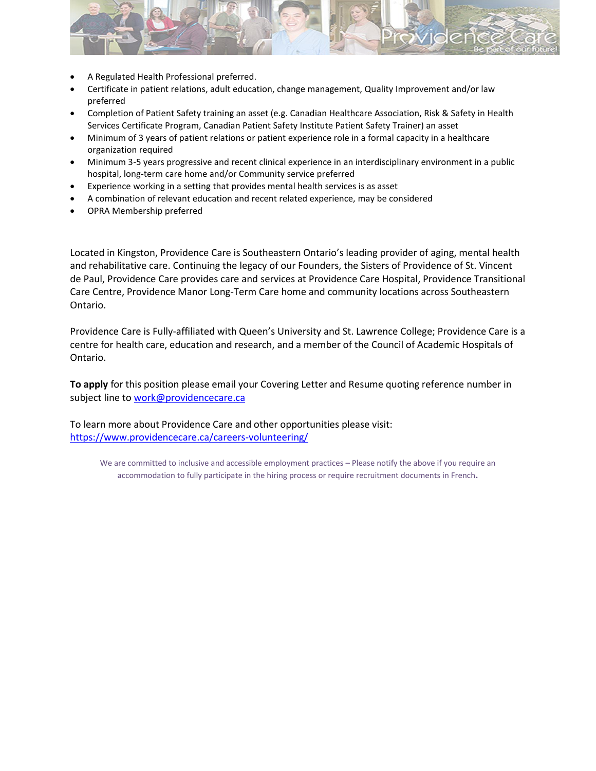- A Regulated Health Professional preferred.
- Certificate in patient relations, adult education, change management, Quality Improvement and/or law preferred
- Completion of Patient Safety training an asset (e.g. Canadian Healthcare Association, Risk & Safety in Health Services Certificate Program, Canadian Patient Safety Institute Patient Safety Trainer) an asset
- Minimum of 3 years of patient relations or patient experience role in a formal capacity in a healthcare organization required
- Minimum 3-5 years progressive and recent clinical experience in an interdisciplinary environment in a public hospital, long-term care home and/or Community service preferred
- Experience working in a setting that provides mental health services is as asset
- A combination of relevant education and recent related experience, may be considered
- OPRA Membership preferred

Located in Kingston, Providence Care is Southeastern Ontario's leading provider of aging, mental health and rehabilitative care. Continuing the legacy of our Founders, the Sisters of Providence of St. Vincent de Paul, Providence Care provides care and services at Providence Care Hospital, Providence Transitional Care Centre, Providence Manor Long-Term Care home and community locations across Southeastern Ontario.

Providence Care is Fully-affiliated with Queen's University and St. Lawrence College; Providence Care is a centre for health care, education and research, and a member of the Council of Academic Hospitals of Ontario.

**To apply** for this position please email your Covering Letter and Resume quoting reference number in subject line to work@providencecare.ca

To learn more about Providence Care and other opportunities please visit: https://www.providencecare.ca/careers-volunteering/

We are committed to inclusive and accessible employment practices – Please notify the above if you require an accommodation to fully participate in the hiring process or require recruitment documents in French.